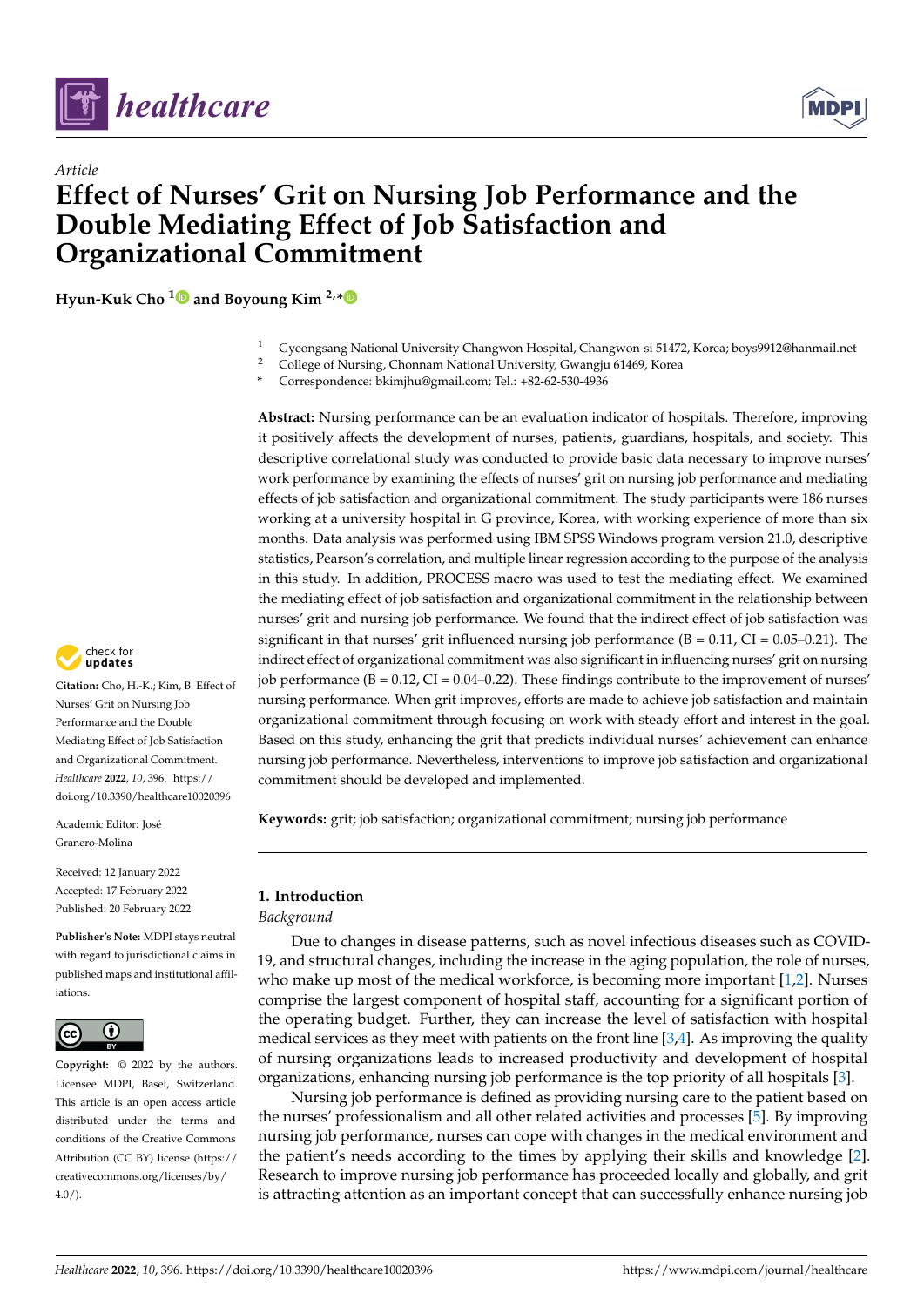*Article*

# Effect of Nurses' Grit on Nursing Job Performance and the Double Mediating Effect of Job Satisfaction and Organizational Commitment

**Hyun-Kuk Cho [1] and Boyoung Kim [2,*]**

[1] Gyeongsang National University Changwon Hospital, Changwon-si 51472, Korea; boys9912@hanmail.net
[2] College of Nursing, Chonnam National University, Gwangju 61469, Korea
* Correspondence: bkimjhu@gmail.com; Tel.: +82-62-530-4936

**Abstract:** Nursing performance can be an evaluation indicator of hospitals. Therefore, improving it positively affects the development of nurses, patients, guardians, hospitals, and society. This descriptive correlational study was conducted to provide basic data necessary to improve nurses' work performance by examining the effects of nurses' grit on nursing job performance and mediating effects of job satisfaction and organizational commitment. The study participants were 186 nurses working at a university hospital in G province, Korea, with working experience of more than six months. Data analysis was performed using IBM SPSS Windows program version 21.0, descriptive statistics, Pearson's correlation, and multiple linear regression according to the purpose of the analysis in this study. In addition, PROCESS macro was used to test the mediating effect. We examined the mediating effect of job satisfaction and organizational commitment in the relationship between nurses' grit and nursing job performance. We found that the indirect effect of job satisfaction was significant in that nurses' grit influenced nursing job performance (B = 0.11, CI = 0.05–0.21). The indirect effect of organizational commitment was also significant in influencing nurses' grit on nursing job performance (B = 0.12, CI = 0.04–0.22). These findings contribute to the improvement of nurses' nursing performance. When grit improves, efforts are made to achieve job satisfaction and maintain organizational commitment through focusing on work with steady effort and interest in the goal. Based on this study, enhancing the grit that predicts individual nurses' achievement can enhance nursing job performance. Nevertheless, interventions to improve job satisfaction and organizational commitment should be developed and implemented.

**Keywords:** grit; job satisfaction; organizational commitment; nursing job performance

**Citation:** Cho, H.-K.; Kim, B. Effect of Nurses' Grit on Nursing Job Performance and the Double Mediating Effect of Job Satisfaction and Organizational Commitment. *Healthcare* **2022**, *10*, 396. https://doi.org/10.3390/healthcare10020396

Academic Editor: José Granero-Molina

Received: 12 January 2022
Accepted: 17 February 2022
Published: 20 February 2022

**Publisher's Note:** MDPI stays neutral with regard to jurisdictional claims in published maps and institutional affiliations.

**Copyright:** © 2022 by the authors. Licensee MDPI, Basel, Switzerland. This article is an open access article distributed under the terms and conditions of the Creative Commons Attribution (CC BY) license (https://creativecommons.org/licenses/by/4.0/).

## 1. Introduction

*Background*

Due to changes in disease patterns, such as novel infectious diseases such as COVID-19, and structural changes, including the increase in the aging population, the role of nurses, who make up most of the medical workforce, is becoming more important [1,2]. Nurses comprise the largest component of hospital staff, accounting for a significant portion of the operating budget. Further, they can increase the level of satisfaction with hospital medical services as they meet with patients on the front line [3,4]. As improving the quality of nursing organizations leads to increased productivity and development of hospital organizations, enhancing nursing job performance is the top priority of all hospitals [3].

Nursing job performance is defined as providing nursing care to the patient based on the nurses' professionalism and all other related activities and processes [5]. By improving nursing job performance, nurses can cope with changes in the medical environment and the patient's needs according to the times by applying their skills and knowledge [2]. Research to improve nursing job performance has proceeded locally and globally, and grit is attracting attention as an important concept that can successfully enhance nursing job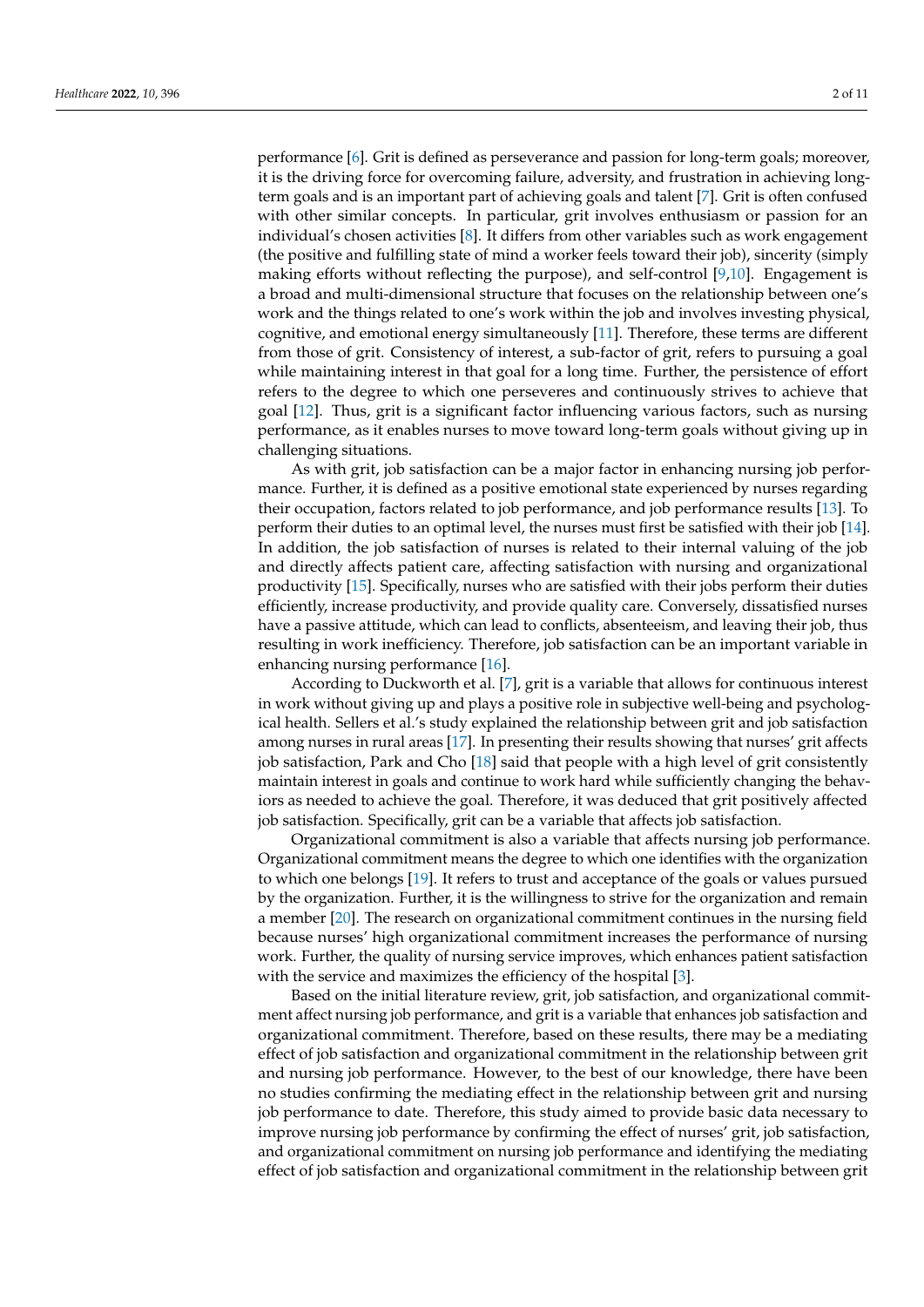performance [6]. Grit is defined as perseverance and passion for long-term goals; moreover, it is the driving force for overcoming failure, adversity, and frustration in achieving long-term goals and is an important part of achieving goals and talent [7]. Grit is often confused with other similar concepts. In particular, grit involves enthusiasm or passion for an individual's chosen activities [8]. It differs from other variables such as work engagement (the positive and fulfilling state of mind a worker feels toward their job), sincerity (simply making efforts without reflecting the purpose), and self-control [9,10]. Engagement is a broad and multi-dimensional structure that focuses on the relationship between one's work and the things related to one's work within the job and involves investing physical, cognitive, and emotional energy simultaneously [11]. Therefore, these terms are different from those of grit. Consistency of interest, a sub-factor of grit, refers to pursuing a goal while maintaining interest in that goal for a long time. Further, the persistence of effort refers to the degree to which one perseveres and continuously strives to achieve that goal [12]. Thus, grit is a significant factor influencing various factors, such as nursing performance, as it enables nurses to move toward long-term goals without giving up in challenging situations.

As with grit, job satisfaction can be a major factor in enhancing nursing job performance. Further, it is defined as a positive emotional state experienced by nurses regarding their occupation, factors related to job performance, and job performance results [13]. To perform their duties to an optimal level, the nurses must first be satisfied with their job [14]. In addition, the job satisfaction of nurses is related to their internal valuing of the job and directly affects patient care, affecting satisfaction with nursing and organizational productivity [15]. Specifically, nurses who are satisfied with their jobs perform their duties efficiently, increase productivity, and provide quality care. Conversely, dissatisfied nurses have a passive attitude, which can lead to conflicts, absenteeism, and leaving their job, thus resulting in work inefficiency. Therefore, job satisfaction can be an important variable in enhancing nursing performance [16].

According to Duckworth et al. [7], grit is a variable that allows for continuous interest in work without giving up and plays a positive role in subjective well-being and psychological health. Sellers et al.'s study explained the relationship between grit and job satisfaction among nurses in rural areas [17]. In presenting their results showing that nurses' grit affects job satisfaction, Park and Cho [18] said that people with a high level of grit consistently maintain interest in goals and continue to work hard while sufficiently changing the behaviors as needed to achieve the goal. Therefore, it was deduced that grit positively affected job satisfaction. Specifically, grit can be a variable that affects job satisfaction.

Organizational commitment is also a variable that affects nursing job performance. Organizational commitment means the degree to which one identifies with the organization to which one belongs [19]. It refers to trust and acceptance of the goals or values pursued by the organization. Further, it is the willingness to strive for the organization and remain a member [20]. The research on organizational commitment continues in the nursing field because nurses' high organizational commitment increases the performance of nursing work. Further, the quality of nursing service improves, which enhances patient satisfaction with the service and maximizes the efficiency of the hospital [3].

Based on the initial literature review, grit, job satisfaction, and organizational commitment affect nursing job performance, and grit is a variable that enhances job satisfaction and organizational commitment. Therefore, based on these results, there may be a mediating effect of job satisfaction and organizational commitment in the relationship between grit and nursing job performance. However, to the best of our knowledge, there have been no studies confirming the mediating effect in the relationship between grit and nursing job performance to date. Therefore, this study aimed to provide basic data necessary to improve nursing job performance by confirming the effect of nurses' grit, job satisfaction, and organizational commitment on nursing job performance and identifying the mediating effect of job satisfaction and organizational commitment in the relationship between grit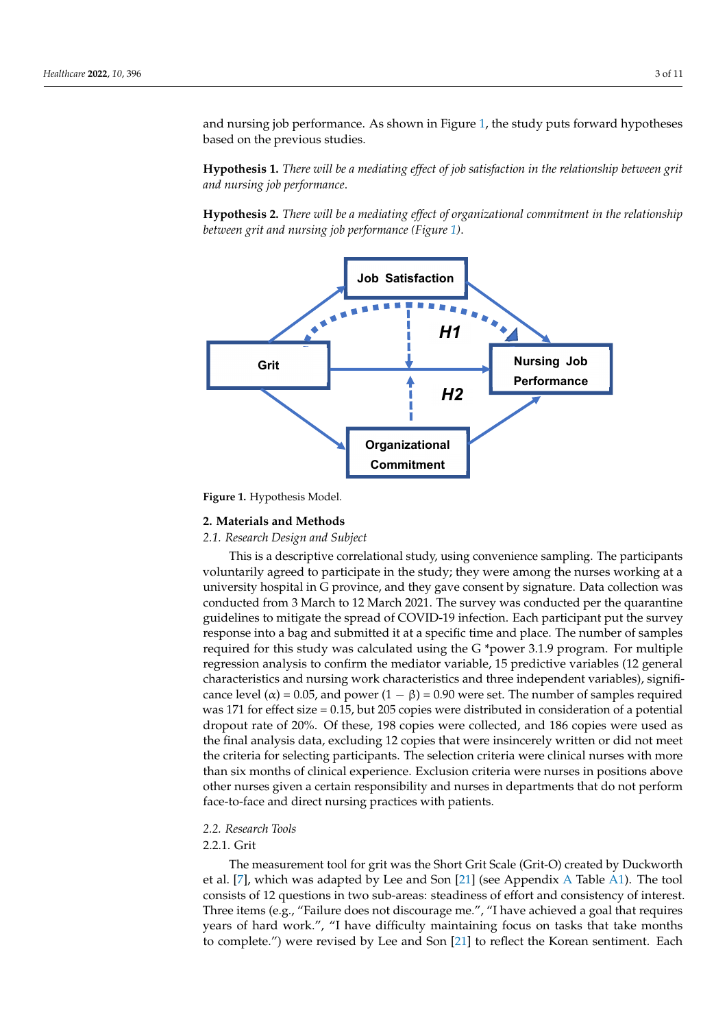and nursing job performance. As shown in Figure 1, the study puts forward hypotheses based on the previous studies.

**Hypothesis 1.** *There will be a mediating effect of job satisfaction in the relationship between grit and nursing job performance.*

**Hypothesis 2.** *There will be a mediating effect of organizational commitment in the relationship between grit and nursing job performance (Figure 1).*

**Figure 1.** Hypothesis Model.

## 2. Materials and Methods

### *2.1. Research Design and Subject*

This is a descriptive correlational study, using convenience sampling. The participants voluntarily agreed to participate in the study; they were among the nurses working at a university hospital in G province, and they gave consent by signature. Data collection was conducted from 3 March to 12 March 2021. The survey was conducted per the quarantine guidelines to mitigate the spread of COVID-19 infection. Each participant put the survey response into a bag and submitted it at a specific time and place. The number of samples required for this study was calculated using the G *power 3.1.9 program. For multiple regression analysis to confirm the mediator variable, 15 predictive variables (12 general characteristics and nursing work characteristics and three independent variables), significance level ($\alpha$) = 0.05, and power ($1 - \beta$) = 0.90 were set. The number of samples required was 171 for effect size = 0.15, but 205 copies were distributed in consideration of a potential dropout rate of 20%. Of these, 198 copies were collected, and 186 copies were used as the final analysis data, excluding 12 copies that were insincerely written or did not meet the criteria for selecting participants. The selection criteria were clinical nurses with more than six months of clinical experience. Exclusion criteria were nurses in positions above other nurses given a certain responsibility and nurses in departments that do not perform face-to-face and direct nursing practices with patients.

### *2.2. Research Tools*

#### 2.2.1. Grit

The measurement tool for grit was the Short Grit Scale (Grit-O) created by Duckworth et al. [7], which was adapted by Lee and Son [21] (see Appendix A Table A1). The tool consists of 12 questions in two sub-areas: steadiness of effort and consistency of interest. Three items (e.g., "Failure does not discourage me.", "I have achieved a goal that requires years of hard work.", "I have difficulty maintaining focus on tasks that take months to complete.") were revised by Lee and Son [21] to reflect the Korean sentiment. Each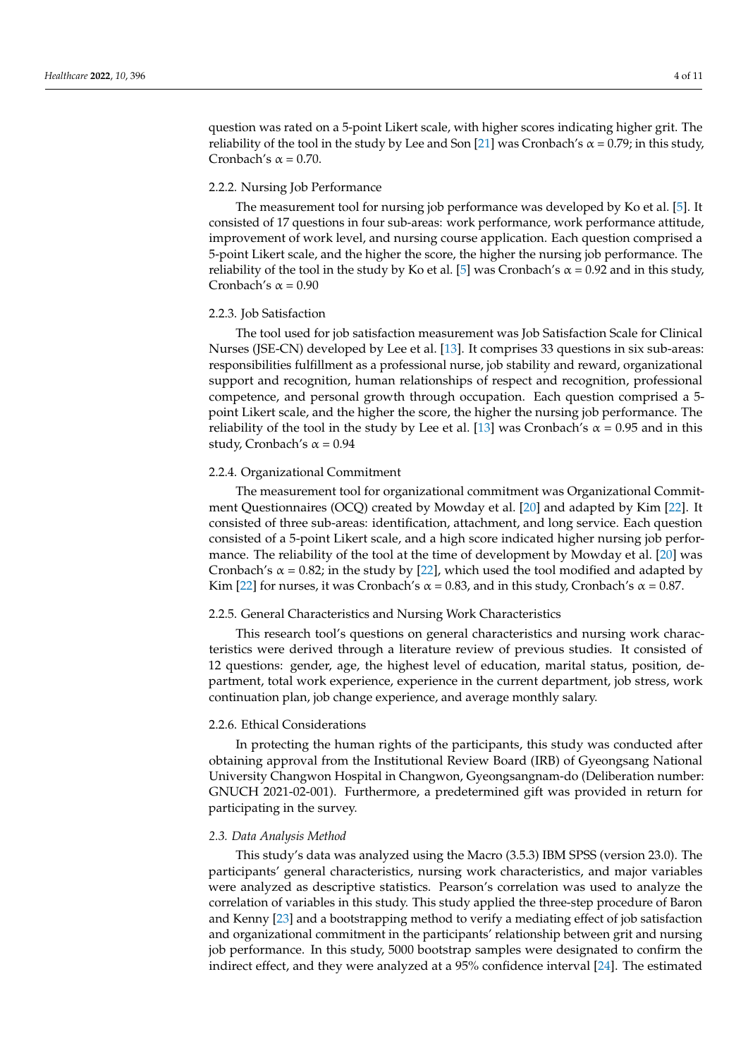question was rated on a 5-point Likert scale, with higher scores indicating higher grit. The reliability of the tool in the study by Lee and Son [21] was Cronbach's α = 0.79; in this study, Cronbach's α = 0.70.

#### 2.2.2. Nursing Job Performance

The measurement tool for nursing job performance was developed by Ko et al. [5]. It consisted of 17 questions in four sub-areas: work performance, work performance attitude, improvement of work level, and nursing course application. Each question comprised a 5-point Likert scale, and the higher the score, the higher the nursing job performance. The reliability of the tool in the study by Ko et al. [5] was Cronbach's α = 0.92 and in this study, Cronbach's α = 0.90

#### 2.2.3. Job Satisfaction

The tool used for job satisfaction measurement was Job Satisfaction Scale for Clinical Nurses (JSE-CN) developed by Lee et al. [13]. It comprises 33 questions in six sub-areas: responsibilities fulfillment as a professional nurse, job stability and reward, organizational support and recognition, human relationships of respect and recognition, professional competence, and personal growth through occupation. Each question comprised a 5-point Likert scale, and the higher the score, the higher the nursing job performance. The reliability of the tool in the study by Lee et al. [13] was Cronbach's α = 0.95 and in this study, Cronbach's α = 0.94

#### 2.2.4. Organizational Commitment

The measurement tool for organizational commitment was Organizational Commitment Questionnaires (OCQ) created by Mowday et al. [20] and adapted by Kim [22]. It consisted of three sub-areas: identification, attachment, and long service. Each question consisted of a 5-point Likert scale, and a high score indicated higher nursing job performance. The reliability of the tool at the time of development by Mowday et al. [20] was Cronbach's α = 0.82; in the study by [22], which used the tool modified and adapted by Kim [22] for nurses, it was Cronbach's α = 0.83, and in this study, Cronbach's α = 0.87.

#### 2.2.5. General Characteristics and Nursing Work Characteristics

This research tool's questions on general characteristics and nursing work characteristics were derived through a literature review of previous studies. It consisted of 12 questions: gender, age, the highest level of education, marital status, position, department, total work experience, experience in the current department, job stress, work continuation plan, job change experience, and average monthly salary.

#### 2.2.6. Ethical Considerations

In protecting the human rights of the participants, this study was conducted after obtaining approval from the Institutional Review Board (IRB) of Gyeongsang National University Changwon Hospital in Changwon, Gyeongsangnam-do (Deliberation number: GNUCH 2021-02-001). Furthermore, a predetermined gift was provided in return for participating in the survey.

### *2.3. Data Analysis Method*

This study's data was analyzed using the Macro (3.5.3) IBM SPSS (version 23.0). The participants' general characteristics, nursing work characteristics, and major variables were analyzed as descriptive statistics. Pearson's correlation was used to analyze the correlation of variables in this study. This study applied the three-step procedure of Baron and Kenny [23] and a bootstrapping method to verify a mediating effect of job satisfaction and organizational commitment in the participants' relationship between grit and nursing job performance. In this study, 5000 bootstrap samples were designated to confirm the indirect effect, and they were analyzed at a 95% confidence interval [24]. The estimated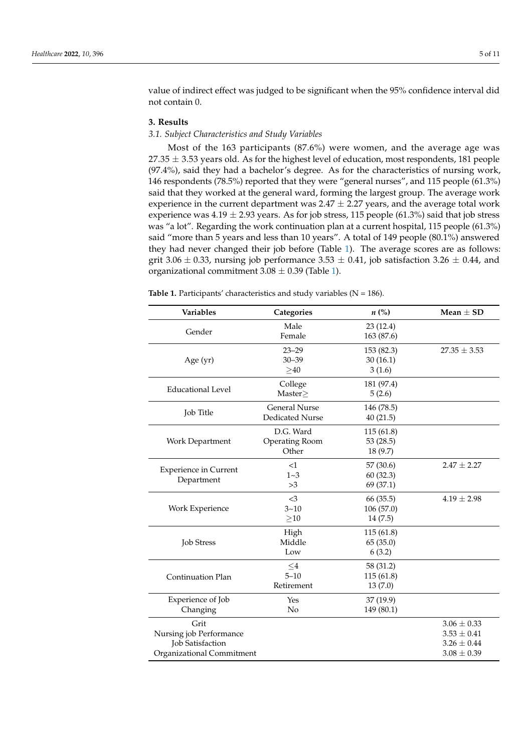value of indirect effect was judged to be significant when the 95% confidence interval did not contain 0.

## 3. Results

### *3.1. Subject Characteristics and Study Variables*

Most of the 163 participants (87.6%) were women, and the average age was 27.35 ± 3.53 years old. As for the highest level of education, most respondents, 181 people (97.4%), said they had a bachelor's degree. As for the characteristics of nursing work, 146 respondents (78.5%) reported that they were "general nurses", and 115 people (61.3%) said that they worked at the general ward, forming the largest group. The average work experience in the current department was 2.47 ± 2.27 years, and the average total work experience was 4.19 ± 2.93 years. As for job stress, 115 people (61.3%) said that job stress was "a lot". Regarding the work continuation plan at a current hospital, 115 people (61.3%) said "more than 5 years and less than 10 years". A total of 149 people (80.1%) answered they had never changed their job before (Table 1). The average scores are as follows: grit 3.06 ± 0.33, nursing job performance 3.53 ± 0.41, job satisfaction 3.26 ± 0.44, and organizational commitment 3.08 ± 0.39 (Table 1).

**Table 1.** Participants' characteristics and study variables (N = 186).

| Variables | Categories | *n* (%) | Mean ± SD |
|---|---|---|---|
| Gender | Male | 23 (12.4) | |
| | Female | 163 (87.6) | |
| Age (yr) | 23–29 | 153 (82.3) | 27.35 ± 3.53 |
| | 30–39 | 30 (16.1) | |
| | ≥40 | 3 (1.6) | |
| Educational Level | College | 181 (97.4) | |
| | Master≥ | 5 (2.6) | |
| Job Title | General Nurse | 146 (78.5) | |
| | Dedicated Nurse | 40 (21.5) | |
| Work Department | D.G. Ward | 115 (61.8) | |
| | Operating Room | 53 (28.5) | |
| | Other | 18 (9.7) | |
| Experience in Current Department | <1 | 57 (30.6) | 2.47 ± 2.27 |
| | 1~3 | 60 (32.3) | |
| | >3 | 69 (37.1) | |
| Work Experience | <3 | 66 (35.5) | 4.19 ± 2.98 |
| | 3~10 | 106 (57.0) | |
| | ≥10 | 14 (7.5) | |
| Job Stress | High | 115 (61.8) | |
| | Middle | 65 (35.0) | |
| | Low | 6 (3.2) | |
| Continuation Plan | ≤4 | 58 (31.2) | |
| | 5–10 | 115 (61.8) | |
| | Retirement | 13 (7.0) | |
| Experience of Job Changing | Yes | 37 (19.9) | |
| | No | 149 (80.1) | |
| Grit | | | 3.06 ± 0.33 |
| Nursing job Performance | | | 3.53 ± 0.41 |
| Job Satisfaction | | | 3.26 ± 0.44 |
| Organizational Commitment | | | 3.08 ± 0.39 |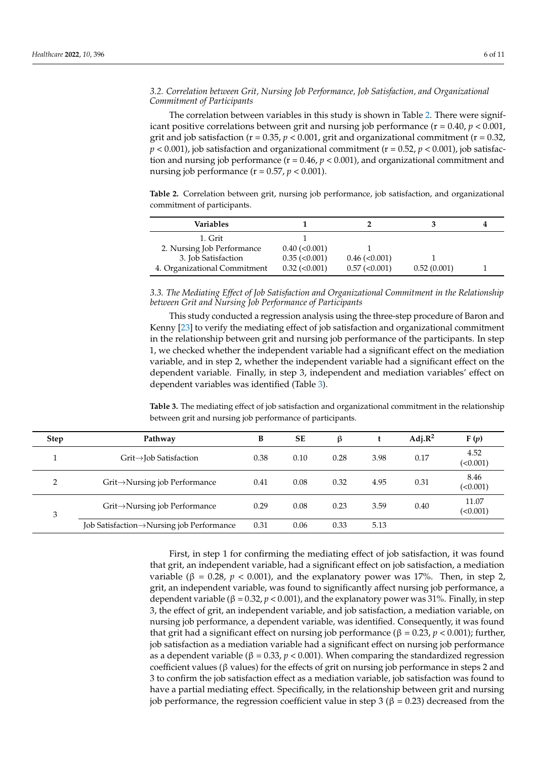### 3.2. Correlation between Grit, Nursing Job Performance, Job Satisfaction, and Organizational Commitment of Participants

The correlation between variables in this study is shown in Table 2. There were significant positive correlations between grit and nursing job performance (r = 0.40, $p < 0.001$, grit and job satisfaction (r = 0.35, $p < 0.001$, grit and organizational commitment (r = 0.32, $p < 0.001$), job satisfaction and organizational commitment (r = 0.52, $p < 0.001$), job satisfaction and nursing job performance (r = 0.46, $p < 0.001$), and organizational commitment and nursing job performance (r = 0.57, $p < 0.001$).

**Table 2.** Correlation between grit, nursing job performance, job satisfaction, and organizational commitment of participants.

| Variables | 1 | 2 | 3 | 4 |
|---|---|---|---|---|
| 1. Grit | 1 | | | |
| 2. Nursing Job Performance | 0.40 (<0.001) | 1 | | |
| 3. Job Satisfaction | 0.35 (<0.001) | 0.46 (<0.001) | 1 | |
| 4. Organizational Commitment | 0.32 (<0.001) | 0.57 (<0.001) | 0.52 (0.001) | 1 |

### 3.3. The Mediating Effect of Job Satisfaction and Organizational Commitment in the Relationship between Grit and Nursing Job Performance of Participants

This study conducted a regression analysis using the three-step procedure of Baron and Kenny [23] to verify the mediating effect of job satisfaction and organizational commitment in the relationship between grit and nursing job performance of the participants. In step 1, we checked whether the independent variable had a significant effect on the mediation variable, and in step 2, whether the independent variable had a significant effect on the dependent variable. Finally, in step 3, independent and mediation variables' effect on dependent variables was identified (Table 3).

**Table 3.** The mediating effect of job satisfaction and organizational commitment in the relationship between grit and nursing job performance of participants.

| Step | Pathway | B | SE | β | t | Adj.$R^2$ | F ($p$) |
|---|---|---|---|---|---|---|---|
| 1 | Grit→Job Satisfaction | 0.38 | 0.10 | 0.28 | 3.98 | 0.17 | 4.52 (<0.001) |
| 2 | Grit→Nursing job Performance | 0.41 | 0.08 | 0.32 | 4.95 | 0.31 | 8.46 (<0.001) |
| 3 | Grit→Nursing job Performance | 0.29 | 0.08 | 0.23 | 3.59 | 0.40 | 11.07 (<0.001) |
| | Job Satisfaction→Nursing job Performance | 0.31 | 0.06 | 0.33 | 5.13 | | |

First, in step 1 for confirming the mediating effect of job satisfaction, it was found that grit, an independent variable, had a significant effect on job satisfaction, a mediation variable (β = 0.28, $p < 0.001$), and the explanatory power was 17%. Then, in step 2, grit, an independent variable, was found to significantly affect nursing job performance, a dependent variable (β = 0.32, $p < 0.001$), and the explanatory power was 31%. Finally, in step 3, the effect of grit, an independent variable, and job satisfaction, a mediation variable, on nursing job performance, a dependent variable, was identified. Consequently, it was found that grit had a significant effect on nursing job performance (β = 0.23, $p < 0.001$); further, job satisfaction as a mediation variable had a significant effect on nursing job performance as a dependent variable (β = 0.33, $p < 0.001$). When comparing the standardized regression coefficient values (β values) for the effects of grit on nursing job performance in steps 2 and 3 to confirm the job satisfaction effect as a mediation variable, job satisfaction was found to have a partial mediating effect. Specifically, in the relationship between grit and nursing job performance, the regression coefficient value in step 3 (β = 0.23) decreased from the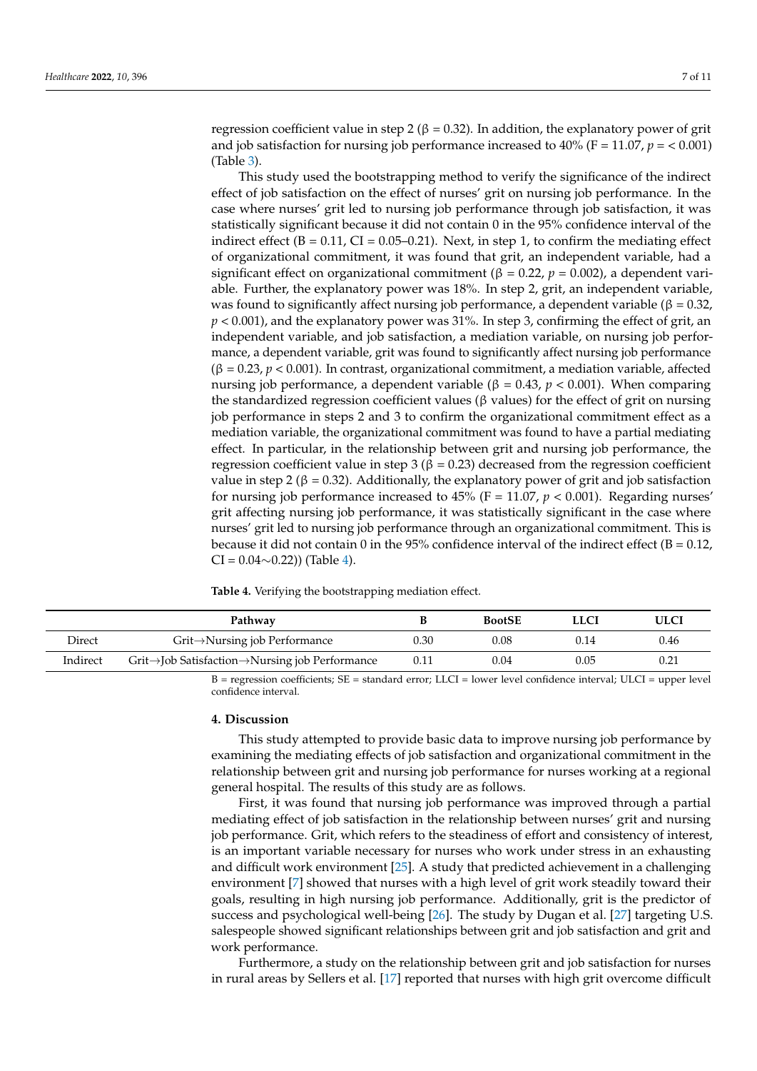regression coefficient value in step 2 (β = 0.32). In addition, the explanatory power of grit and job satisfaction for nursing job performance increased to 40% (F = 11.07, $p$ = < 0.001) (Table 3).

This study used the bootstrapping method to verify the significance of the indirect effect of job satisfaction on the effect of nurses' grit on nursing job performance. In the case where nurses' grit led to nursing job performance through job satisfaction, it was statistically significant because it did not contain 0 in the 95% confidence interval of the indirect effect (B = 0.11, CI = 0.05–0.21). Next, in step 1, to confirm the mediating effect of organizational commitment, it was found that grit, an independent variable, had a significant effect on organizational commitment (β = 0.22, $p$ = 0.002), a dependent variable. Further, the explanatory power was 18%. In step 2, grit, an independent variable, was found to significantly affect nursing job performance, a dependent variable (β = 0.32, $p$ < 0.001), and the explanatory power was 31%. In step 3, confirming the effect of grit, an independent variable, and job satisfaction, a mediation variable, on nursing job performance, a dependent variable, grit was found to significantly affect nursing job performance (β = 0.23, $p$ < 0.001). In contrast, organizational commitment, a mediation variable, affected nursing job performance, a dependent variable (β = 0.43, $p$ < 0.001). When comparing the standardized regression coefficient values (β values) for the effect of grit on nursing job performance in steps 2 and 3 to confirm the organizational commitment effect as a mediation variable, the organizational commitment was found to have a partial mediating effect. In particular, in the relationship between grit and nursing job performance, the regression coefficient value in step 3 (β = 0.23) decreased from the regression coefficient value in step 2 (β = 0.32). Additionally, the explanatory power of grit and job satisfaction for nursing job performance increased to 45% (F = 11.07, $p$ < 0.001). Regarding nurses' grit affecting nursing job performance, it was statistically significant in the case where nurses' grit led to nursing job performance through an organizational commitment. This is because it did not contain 0 in the 95% confidence interval of the indirect effect (B = 0.12, CI = 0.04∼0.22)) (Table 4).

**Table 4.** Verifying the bootstrapping mediation effect.

| | Pathway | B | BootSE | LLCI | ULCI |
|---|---|---|---|---|---|
| Direct | Grit→Nursing job Performance | 0.30 | 0.08 | 0.14 | 0.46 |
| Indirect | Grit→Job Satisfaction→Nursing job Performance | 0.11 | 0.04 | 0.05 | 0.21 |

B = regression coefficients; SE = standard error; LLCI = lower level confidence interval; ULCI = upper level confidence interval.

## 4. Discussion

This study attempted to provide basic data to improve nursing job performance by examining the mediating effects of job satisfaction and organizational commitment in the relationship between grit and nursing job performance for nurses working at a regional general hospital. The results of this study are as follows.

First, it was found that nursing job performance was improved through a partial mediating effect of job satisfaction in the relationship between nurses' grit and nursing job performance. Grit, which refers to the steadiness of effort and consistency of interest, is an important variable necessary for nurses who work under stress in an exhausting and difficult work environment [25]. A study that predicted achievement in a challenging environment [7] showed that nurses with a high level of grit work steadily toward their goals, resulting in high nursing job performance. Additionally, grit is the predictor of success and psychological well-being [26]. The study by Dugan et al. [27] targeting U.S. salespeople showed significant relationships between grit and job satisfaction and grit and work performance.

Furthermore, a study on the relationship between grit and job satisfaction for nurses in rural areas by Sellers et al. [17] reported that nurses with high grit overcome difficult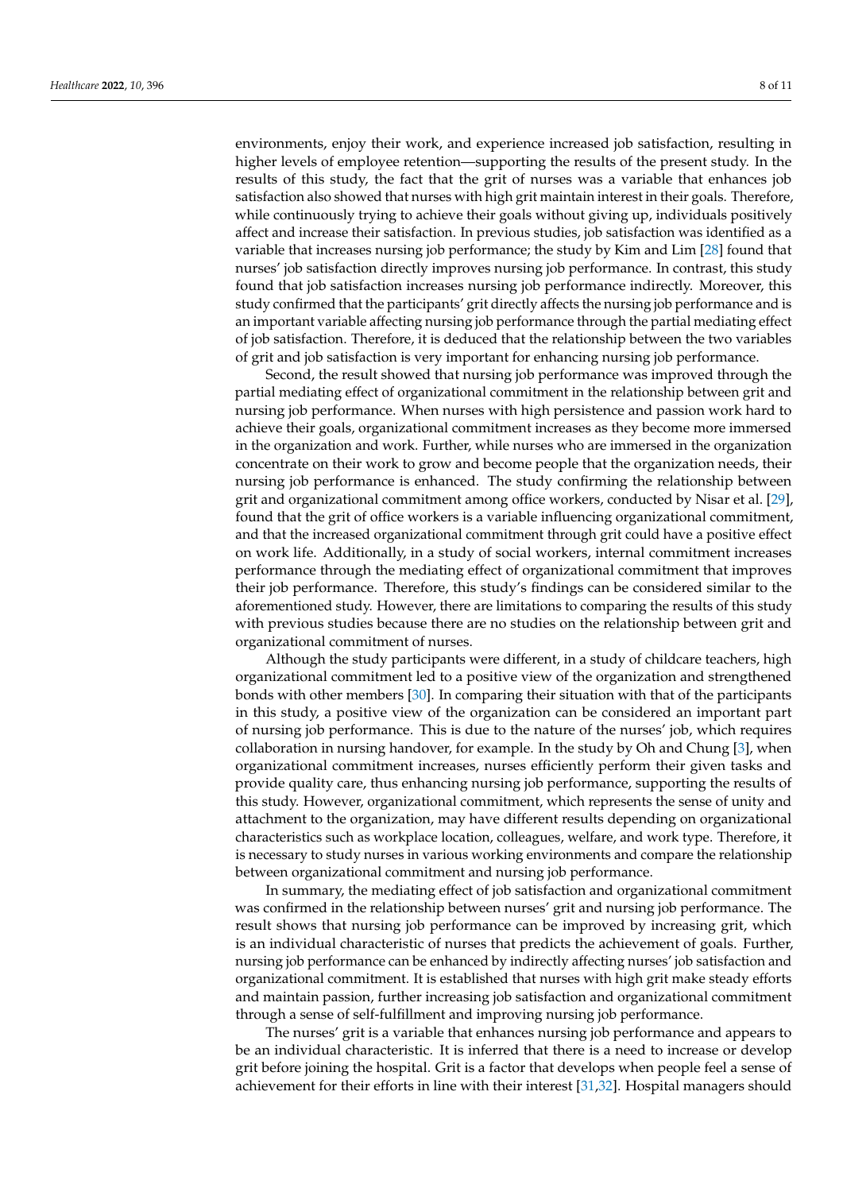environments, enjoy their work, and experience increased job satisfaction, resulting in higher levels of employee retention—supporting the results of the present study. In the results of this study, the fact that the grit of nurses was a variable that enhances job satisfaction also showed that nurses with high grit maintain interest in their goals. Therefore, while continuously trying to achieve their goals without giving up, individuals positively affect and increase their satisfaction. In previous studies, job satisfaction was identified as a variable that increases nursing job performance; the study by Kim and Lim [28] found that nurses' job satisfaction directly improves nursing job performance. In contrast, this study found that job satisfaction increases nursing job performance indirectly. Moreover, this study confirmed that the participants' grit directly affects the nursing job performance and is an important variable affecting nursing job performance through the partial mediating effect of job satisfaction. Therefore, it is deduced that the relationship between the two variables of grit and job satisfaction is very important for enhancing nursing job performance.

Second, the result showed that nursing job performance was improved through the partial mediating effect of organizational commitment in the relationship between grit and nursing job performance. When nurses with high persistence and passion work hard to achieve their goals, organizational commitment increases as they become more immersed in the organization and work. Further, while nurses who are immersed in the organization concentrate on their work to grow and become people that the organization needs, their nursing job performance is enhanced. The study confirming the relationship between grit and organizational commitment among office workers, conducted by Nisar et al. [29], found that the grit of office workers is a variable influencing organizational commitment, and that the increased organizational commitment through grit could have a positive effect on work life. Additionally, in a study of social workers, internal commitment increases performance through the mediating effect of organizational commitment that improves their job performance. Therefore, this study's findings can be considered similar to the aforementioned study. However, there are limitations to comparing the results of this study with previous studies because there are no studies on the relationship between grit and organizational commitment of nurses.

Although the study participants were different, in a study of childcare teachers, high organizational commitment led to a positive view of the organization and strengthened bonds with other members [30]. In comparing their situation with that of the participants in this study, a positive view of the organization can be considered an important part of nursing job performance. This is due to the nature of the nurses' job, which requires collaboration in nursing handover, for example. In the study by Oh and Chung [3], when organizational commitment increases, nurses efficiently perform their given tasks and provide quality care, thus enhancing nursing job performance, supporting the results of this study. However, organizational commitment, which represents the sense of unity and attachment to the organization, may have different results depending on organizational characteristics such as workplace location, colleagues, welfare, and work type. Therefore, it is necessary to study nurses in various working environments and compare the relationship between organizational commitment and nursing job performance.

In summary, the mediating effect of job satisfaction and organizational commitment was confirmed in the relationship between nurses' grit and nursing job performance. The result shows that nursing job performance can be improved by increasing grit, which is an individual characteristic of nurses that predicts the achievement of goals. Further, nursing job performance can be enhanced by indirectly affecting nurses' job satisfaction and organizational commitment. It is established that nurses with high grit make steady efforts and maintain passion, further increasing job satisfaction and organizational commitment through a sense of self-fulfillment and improving nursing job performance.

The nurses' grit is a variable that enhances nursing job performance and appears to be an individual characteristic. It is inferred that there is a need to increase or develop grit before joining the hospital. Grit is a factor that develops when people feel a sense of achievement for their efforts in line with their interest [31,32]. Hospital managers should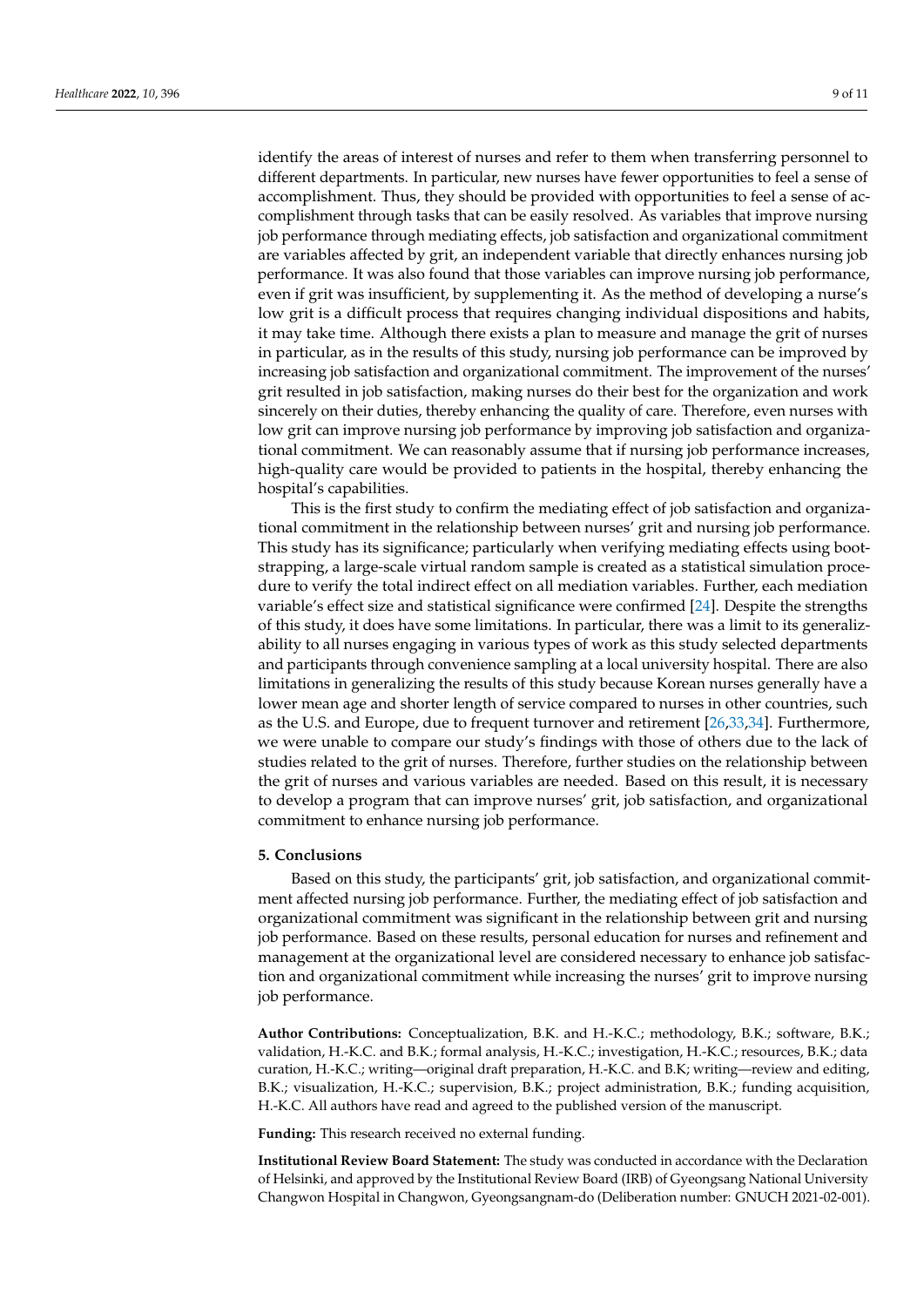identify the areas of interest of nurses and refer to them when transferring personnel to different departments. In particular, new nurses have fewer opportunities to feel a sense of accomplishment. Thus, they should be provided with opportunities to feel a sense of accomplishment through tasks that can be easily resolved. As variables that improve nursing job performance through mediating effects, job satisfaction and organizational commitment are variables affected by grit, an independent variable that directly enhances nursing job performance. It was also found that those variables can improve nursing job performance, even if grit was insufficient, by supplementing it. As the method of developing a nurse's low grit is a difficult process that requires changing individual dispositions and habits, it may take time. Although there exists a plan to measure and manage the grit of nurses in particular, as in the results of this study, nursing job performance can be improved by increasing job satisfaction and organizational commitment. The improvement of the nurses' grit resulted in job satisfaction, making nurses do their best for the organization and work sincerely on their duties, thereby enhancing the quality of care. Therefore, even nurses with low grit can improve nursing job performance by improving job satisfaction and organizational commitment. We can reasonably assume that if nursing job performance increases, high-quality care would be provided to patients in the hospital, thereby enhancing the hospital's capabilities.

This is the first study to confirm the mediating effect of job satisfaction and organizational commitment in the relationship between nurses' grit and nursing job performance. This study has its significance; particularly when verifying mediating effects using bootstrapping, a large-scale virtual random sample is created as a statistical simulation procedure to verify the total indirect effect on all mediation variables. Further, each mediation variable's effect size and statistical significance were confirmed [24]. Despite the strengths of this study, it does have some limitations. In particular, there was a limit to its generalizability to all nurses engaging in various types of work as this study selected departments and participants through convenience sampling at a local university hospital. There are also limitations in generalizing the results of this study because Korean nurses generally have a lower mean age and shorter length of service compared to nurses in other countries, such as the U.S. and Europe, due to frequent turnover and retirement [26,33,34]. Furthermore, we were unable to compare our study's findings with those of others due to the lack of studies related to the grit of nurses. Therefore, further studies on the relationship between the grit of nurses and various variables are needed. Based on this result, it is necessary to develop a program that can improve nurses' grit, job satisfaction, and organizational commitment to enhance nursing job performance.

## 5. Conclusions

Based on this study, the participants' grit, job satisfaction, and organizational commitment affected nursing job performance. Further, the mediating effect of job satisfaction and organizational commitment was significant in the relationship between grit and nursing job performance. Based on these results, personal education for nurses and refinement and management at the organizational level are considered necessary to enhance job satisfaction and organizational commitment while increasing the nurses' grit to improve nursing job performance.

**Author Contributions:** Conceptualization, B.K. and H.-K.C.; methodology, B.K.; software, B.K.; validation, H.-K.C. and B.K.; formal analysis, H.-K.C.; investigation, H.-K.C.; resources, B.K.; data curation, H.-K.C.; writing—original draft preparation, H.-K.C. and B.K; writing—review and editing, B.K.; visualization, H.-K.C.; supervision, B.K.; project administration, B.K.; funding acquisition, H.-K.C. All authors have read and agreed to the published version of the manuscript.

**Funding:** This research received no external funding.

**Institutional Review Board Statement:** The study was conducted in accordance with the Declaration of Helsinki, and approved by the Institutional Review Board (IRB) of Gyeongsang National University Changwon Hospital in Changwon, Gyeongsangnam-do (Deliberation number: GNUCH 2021-02-001).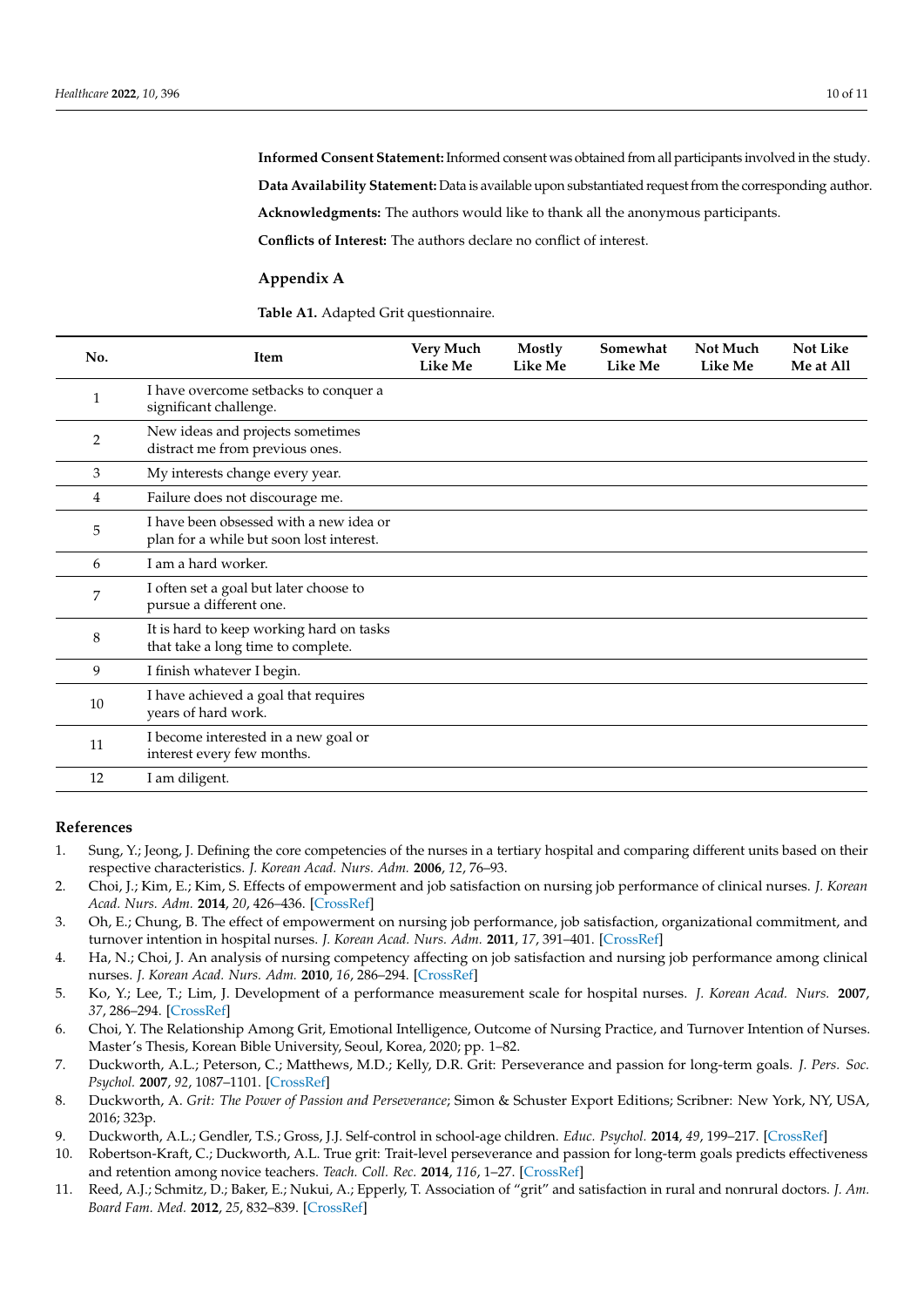**Informed Consent Statement:** Informed consent was obtained from all participants involved in the study.

**Data Availability Statement:** Data is available upon substantiated request from the corresponding author.

**Acknowledgments:** The authors would like to thank all the anonymous participants.

**Conflicts of Interest:** The authors declare no conflict of interest.

## Appendix A

**Table A1.** Adapted Grit questionnaire.

| No. | Item | Very Much Like Me | Mostly Like Me | Somewhat Like Me | Not Much Like Me | Not Like Me at All |
|---|---|---|---|---|---|---|
| 1 | I have overcome setbacks to conquer a significant challenge. | | | | | |
| 2 | New ideas and projects sometimes distract me from previous ones. | | | | | |
| 3 | My interests change every year. | | | | | |
| 4 | Failure does not discourage me. | | | | | |
| 5 | I have been obsessed with a new idea or plan for a while but soon lost interest. | | | | | |
| 6 | I am a hard worker. | | | | | |
| 7 | I often set a goal but later choose to pursue a different one. | | | | | |
| 8 | It is hard to keep working hard on tasks that take a long time to complete. | | | | | |
| 9 | I finish whatever I begin. | | | | | |
| 10 | I have achieved a goal that requires years of hard work. | | | | | |
| 11 | I become interested in a new goal or interest every few months. | | | | | |
| 12 | I am diligent. | | | | | |

## References

1. Sung, Y.; Jeong, J. Defining the core competencies of the nurses in a tertiary hospital and comparing different units based on their respective characteristics. *J. Korean Acad. Nurs. Adm.* **2006**, *12*, 76–93.
2. Choi, J.; Kim, E.; Kim, S. Effects of empowerment and job satisfaction on nursing job performance of clinical nurses. *J. Korean Acad. Nurs. Adm.* **2014**, *20*, 426–436. [CrossRef]
3. Oh, E.; Chung, B. The effect of empowerment on nursing job performance, job satisfaction, organizational commitment, and turnover intention in hospital nurses. *J. Korean Acad. Nurs. Adm.* **2011**, *17*, 391–401. [CrossRef]
4. Ha, N.; Choi, J. An analysis of nursing competency affecting on job satisfaction and nursing job performance among clinical nurses. *J. Korean Acad. Nurs. Adm.* **2010**, *16*, 286–294. [CrossRef]
5. Ko, Y.; Lee, T.; Lim, J. Development of a performance measurement scale for hospital nurses. *J. Korean Acad. Nurs.* **2007**, *37*, 286–294. [CrossRef]
6. Choi, Y. The Relationship Among Grit, Emotional Intelligence, Outcome of Nursing Practice, and Turnover Intention of Nurses. Master's Thesis, Korean Bible University, Seoul, Korea, 2020; pp. 1–82.
7. Duckworth, A.L.; Peterson, C.; Matthews, M.D.; Kelly, D.R. Grit: Perseverance and passion for long-term goals. *J. Pers. Soc. Psychol.* **2007**, *92*, 1087–1101. [CrossRef]
8. Duckworth, A. *Grit: The Power of Passion and Perseverance*; Simon & Schuster Export Editions; Scribner: New York, NY, USA, 2016; 323p.
9. Duckworth, A.L.; Gendler, T.S.; Gross, J.J. Self-control in school-age children. *Educ. Psychol.* **2014**, *49*, 199–217. [CrossRef]
10. Robertson-Kraft, C.; Duckworth, A.L. True grit: Trait-level perseverance and passion for long-term goals predicts effectiveness and retention among novice teachers. *Teach. Coll. Rec.* **2014**, *116*, 1–27. [CrossRef]
11. Reed, A.J.; Schmitz, D.; Baker, E.; Nukui, A.; Epperly, T. Association of "grit" and satisfaction in rural and nonrural doctors. *J. Am. Board Fam. Med.* **2012**, *25*, 832–839. [CrossRef]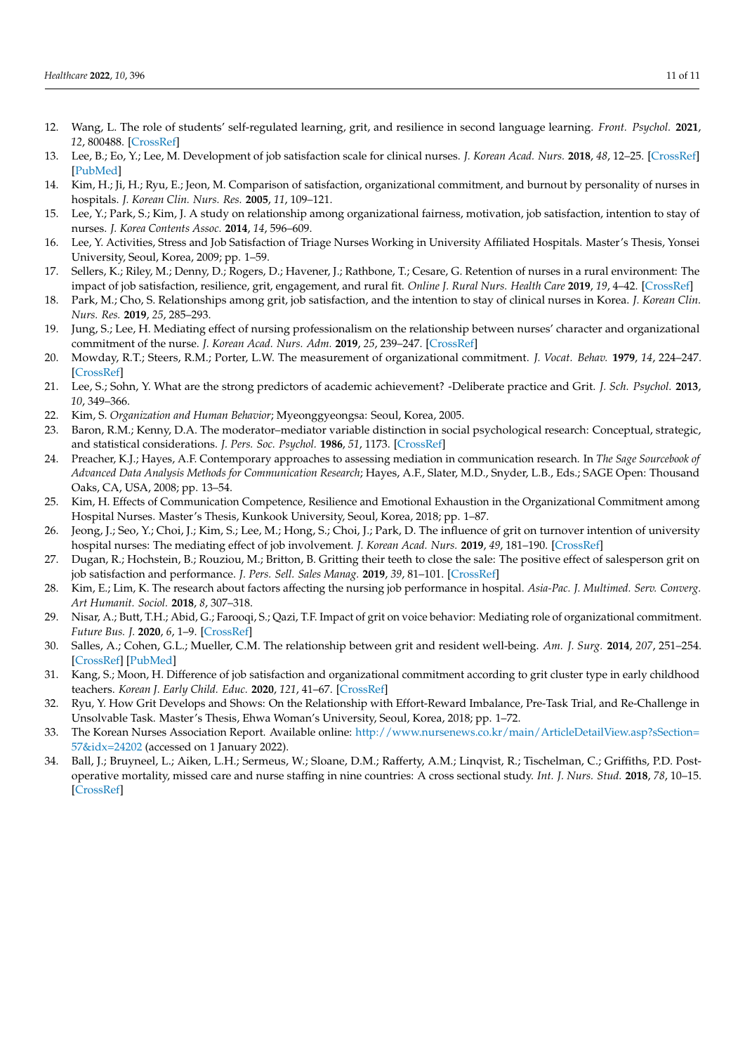12. Wang, L. The role of students' self-regulated learning, grit, and resilience in second language learning. *Front. Psychol.* **2021**, *12*, 800488. [CrossRef]
13. Lee, B.; Eo, Y.; Lee, M. Development of job satisfaction scale for clinical nurses. *J. Korean Acad. Nurs.* **2018**, *48*, 12–25. [CrossRef] [PubMed]
14. Kim, H.; Ji, H.; Ryu, E.; Jeon, M. Comparison of satisfaction, organizational commitment, and burnout by personality of nurses in hospitals. *J. Korean Clin. Nurs. Res.* **2005**, *11*, 109–121.
15. Lee, Y.; Park, S.; Kim, J. A study on relationship among organizational fairness, motivation, job satisfaction, intention to stay of nurses. *J. Korea Contents Assoc.* **2014**, *14*, 596–609.
16. Lee, Y. Activities, Stress and Job Satisfaction of Triage Nurses Working in University Affiliated Hospitals. Master's Thesis, Yonsei University, Seoul, Korea, 2009; pp. 1–59.
17. Sellers, K.; Riley, M.; Denny, D.; Rogers, D.; Havener, J.; Rathbone, T.; Cesare, G. Retention of nurses in a rural environment: The impact of job satisfaction, resilience, grit, engagement, and rural fit. *Online J. Rural Nurs. Health Care* **2019**, *19*, 4–42. [CrossRef]
18. Park, M.; Cho, S. Relationships among grit, job satisfaction, and the intention to stay of clinical nurses in Korea. *J. Korean Clin. Nurs. Res.* **2019**, *25*, 285–293.
19. Jung, S.; Lee, H. Mediating effect of nursing professionalism on the relationship between nurses' character and organizational commitment of the nurse. *J. Korean Acad. Nurs. Adm.* **2019**, *25*, 239–247. [CrossRef]
20. Mowday, R.T.; Steers, R.M.; Porter, L.W. The measurement of organizational commitment. *J. Vocat. Behav.* **1979**, *14*, 224–247. [CrossRef]
21. Lee, S.; Sohn, Y. What are the strong predictors of academic achievement? -Deliberate practice and Grit. *J. Sch. Psychol.* **2013**, *10*, 349–366.
22. Kim, S. *Organization and Human Behavior*; Myeonggyeongsa: Seoul, Korea, 2005.
23. Baron, R.M.; Kenny, D.A. The moderator–mediator variable distinction in social psychological research: Conceptual, strategic, and statistical considerations. *J. Pers. Soc. Psychol.* **1986**, *51*, 1173. [CrossRef]
24. Preacher, K.J.; Hayes, A.F. Contemporary approaches to assessing mediation in communication research. In *The Sage Sourcebook of Advanced Data Analysis Methods for Communication Research*; Hayes, A.F., Slater, M.D., Snyder, L.B., Eds.; SAGE Open: Thousand Oaks, CA, USA, 2008; pp. 13–54.
25. Kim, H. Effects of Communication Competence, Resilience and Emotional Exhaustion in the Organizational Commitment among Hospital Nurses. Master's Thesis, Kunkook University, Seoul, Korea, 2018; pp. 1–87.
26. Jeong, J.; Seo, Y.; Choi, J.; Kim, S.; Lee, M.; Hong, S.; Choi, J.; Park, D. The influence of grit on turnover intention of university hospital nurses: The mediating effect of job involvement. *J. Korean Acad. Nurs.* **2019**, *49*, 181–190. [CrossRef]
27. Dugan, R.; Hochstein, B.; Rouziou, M.; Britton, B. Gritting their teeth to close the sale: The positive effect of salesperson grit on job satisfaction and performance. *J. Pers. Sell. Sales Manag.* **2019**, *39*, 81–101. [CrossRef]
28. Kim, E.; Lim, K. The research about factors affecting the nursing job performance in hospital. *Asia-Pac. J. Multimed. Serv. Converg. Art Humanit. Sociol.* **2018**, *8*, 307–318.
29. Nisar, A.; Butt, T.H.; Abid, G.; Farooqi, S.; Qazi, T.F. Impact of grit on voice behavior: Mediating role of organizational commitment. *Future Bus. J.* **2020**, *6*, 1–9. [CrossRef]
30. Salles, A.; Cohen, G.L.; Mueller, C.M. The relationship between grit and resident well-being. *Am. J. Surg.* **2014**, *207*, 251–254. [CrossRef] [PubMed]
31. Kang, S.; Moon, H. Difference of job satisfaction and organizational commitment according to grit cluster type in early childhood teachers. *Korean J. Early Child. Educ.* **2020**, *121*, 41–67. [CrossRef]
32. Ryu, Y. How Grit Develops and Shows: On the Relationship with Effort-Reward Imbalance, Pre-Task Trial, and Re-Challenge in Unsolvable Task. Master's Thesis, Ehwa Woman's University, Seoul, Korea, 2018; pp. 1–72.
33. The Korean Nurses Association Report. Available online: http://www.nursenews.co.kr/main/ArticleDetailView.asp?sSection=57&idx=24202 (accessed on 1 January 2022).
34. Ball, J.; Bruyneel, L.; Aiken, L.H.; Sermeus, W.; Sloane, D.M.; Rafferty, A.M.; Linqvist, R.; Tischelman, C.; Griffiths, P.D. Post-operative mortality, missed care and nurse staffing in nine countries: A cross sectional study. *Int. J. Nurs. Stud.* **2018**, *78*, 10–15. [CrossRef]